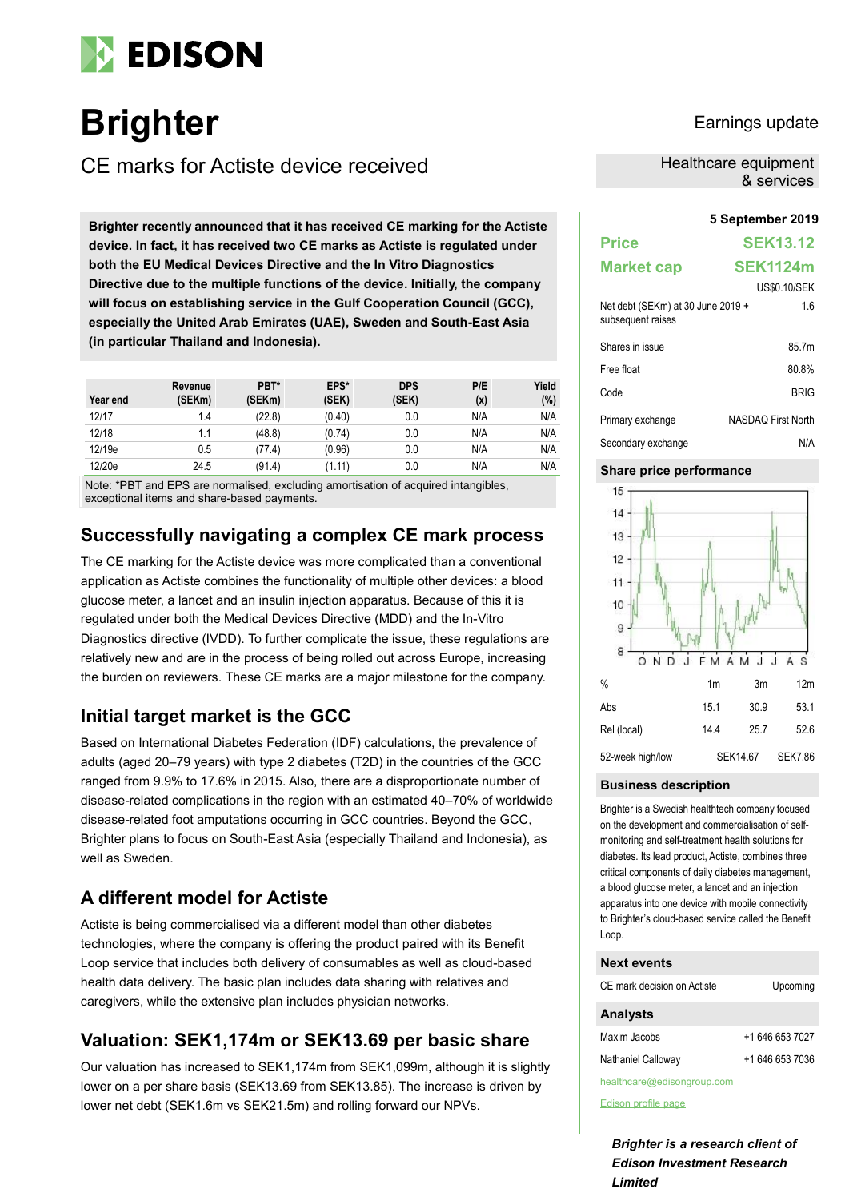# Brighter

## CE marks for Actiste device received

Earnings update

Healthcare equipment & services

**Brighter recently announced that it has received CE marking for the Actiste device. In fact, it has received two CE marks as Actiste is regulated under both the EU Medical Devices Directive and the In Vitro Diagnostics Directive due to the multiple functions of the device. Initially, the company will focus on establishing service in the Gulf Cooperation Council (GCC), especially the United Arab Emirates (UAE), Sweden and South-East Asia (in particular Thailand and Indonesia).**

| Year end | Revenue (SEKm) | PBT* (SEKm) | EPS* (SEK) | DPS (SEK) | P/E (x) | Yield (%) |
|---|---|---|---|---|---|---|
| 12/17 | 1.4 | (22.8) | (0.40) | 0.0 | N/A | N/A |
| 12/18 | 1.1 | (48.8) | (0.74) | 0.0 | N/A | N/A |
| 12/19e | 0.5 | (77.4) | (0.96) | 0.0 | N/A | N/A |
| 12/20e | 24.5 | (91.4) | (1.11) | 0.0 | N/A | N/A |

Note: *PBT and EPS are normalised, excluding amortisation of acquired intangibles, exceptional items and share-based payments.

## Successfully navigating a complex CE mark process

The CE marking for the Actiste device was more complicated than a conventional application as Actiste combines the functionality of multiple other devices: a blood glucose meter, a lancet and an insulin injection apparatus. Because of this it is regulated under both the Medical Devices Directive (MDD) and the In-Vitro Diagnostics directive (IVDD). To further complicate the issue, these regulations are relatively new and are in the process of being rolled out across Europe, increasing the burden on reviewers. These CE marks are a major milestone for the company.

## Initial target market is the GCC

Based on International Diabetes Federation (IDF) calculations, the prevalence of adults (aged 20–79 years) with type 2 diabetes (T2D) in the countries of the GCC ranged from 9.9% to 17.6% in 2015. Also, there are a disproportionate number of disease-related complications in the region with an estimated 40–70% of worldwide disease-related foot amputations occurring in GCC countries. Beyond the GCC, Brighter plans to focus on South-East Asia (especially Thailand and Indonesia), as well as Sweden.

## A different model for Actiste

Actiste is being commercialised via a different model than other diabetes technologies, where the company is offering the product paired with its Benefit Loop service that includes both delivery of consumables as well as cloud-based health data delivery. The basic plan includes data sharing with relatives and caregivers, while the extensive plan includes physician networks.

## Valuation: SEK1,174m or SEK13.69 per basic share

Our valuation has increased to SEK1,174m from SEK1,099m, although it is slightly lower on a per share basis (SEK13.69 from SEK13.85). The increase is driven by lower net debt (SEK1.6m vs SEK21.5m) and rolling forward our NPVs.

**5 September 2019**

| | |
|---|---|
| **Price** | **SEK13.12** |
| **Market cap** | **SEK1124m** |
| | US$0.10/SEK |
| Net debt (SEKm) at 30 June 2019 + subsequent raises | 1.6 |
| Shares in issue | 85.7m |
| Free float | 80.8% |
| Code | BRIG |
| Primary exchange | NASDAQ First North |
| Secondary exchange | N/A |

### Share price performance

| % | 1m | 3m | 12m |
|---|---|---|---|
| Abs | 15.1 | 30.9 | 53.1 |
| Rel (local) | 14.4 | 25.7 | 52.6 |
| 52-week high/low | | SEK14.67 | SEK7.86 |

### Business description

Brighter is a Swedish healthtech company focused on the development and commercialisation of self-monitoring and self-treatment health solutions for diabetes. Its lead product, Actiste, combines three critical components of daily diabetes management, a blood glucose meter, a lancet and an injection apparatus into one device with mobile connectivity to Brighter's cloud-based service called the Benefit Loop.

### Next events

| | |
|---|---|
| CE mark decision on Actiste | Upcoming |

### Analysts

| | |
|---|---|
| Maxim Jacobs | +1 646 653 7027 |
| Nathaniel Calloway | +1 646 653 7036 |

healthcare@edisongroup.com

Edison profile page

***Brighter is a research client of Edison Investment Research Limited***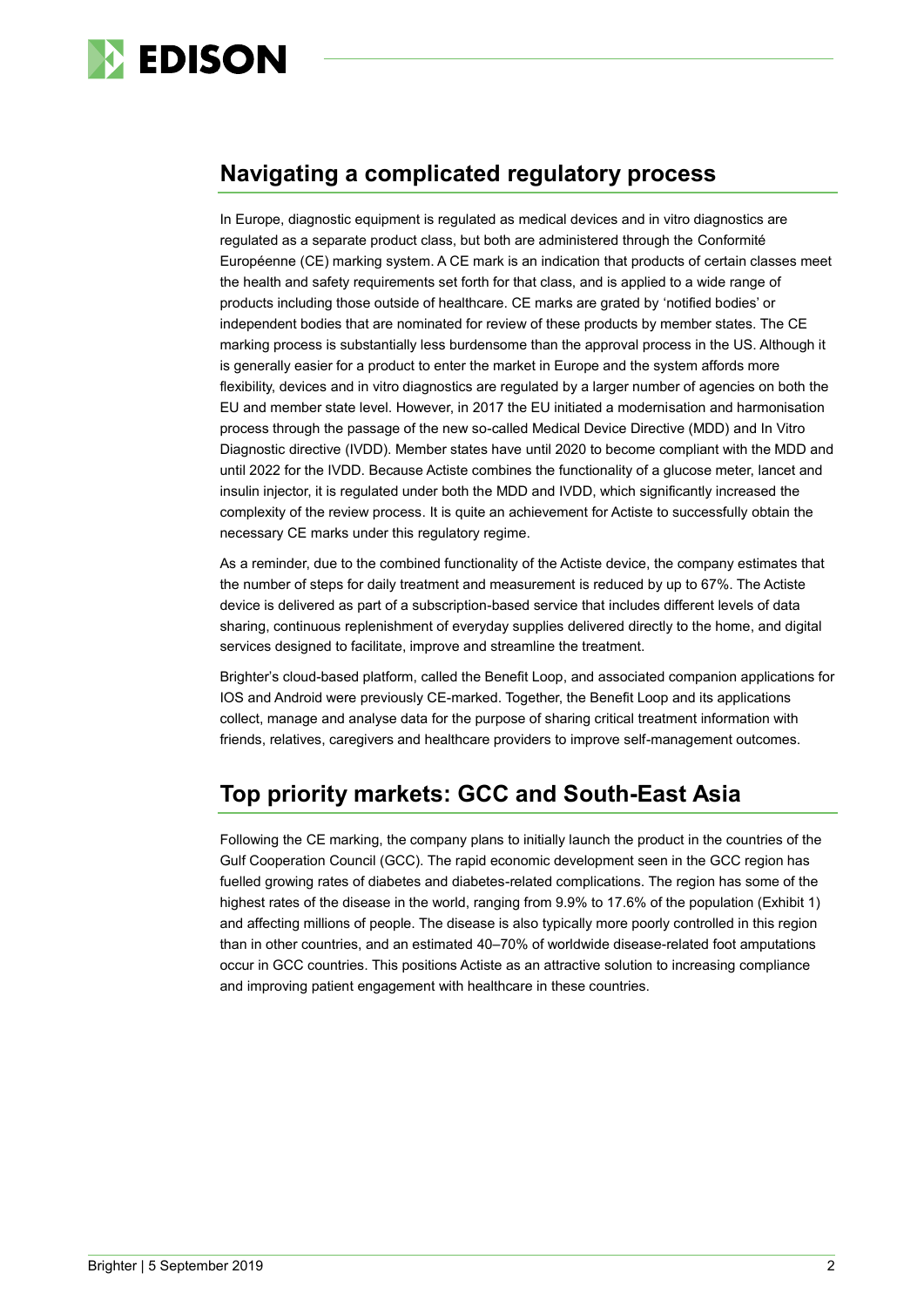## Navigating a complicated regulatory process

In Europe, diagnostic equipment is regulated as medical devices and in vitro diagnostics are regulated as a separate product class, but both are administered through the Conformité Européenne (CE) marking system. A CE mark is an indication that products of certain classes meet the health and safety requirements set forth for that class, and is applied to a wide range of products including those outside of healthcare. CE marks are grated by 'notified bodies' or independent bodies that are nominated for review of these products by member states. The CE marking process is substantially less burdensome than the approval process in the US. Although it is generally easier for a product to enter the market in Europe and the system affords more flexibility, devices and in vitro diagnostics are regulated by a larger number of agencies on both the EU and member state level. However, in 2017 the EU initiated a modernisation and harmonisation process through the passage of the new so-called Medical Device Directive (MDD) and In Vitro Diagnostic directive (IVDD). Member states have until 2020 to become compliant with the MDD and until 2022 for the IVDD. Because Actiste combines the functionality of a glucose meter, lancet and insulin injector, it is regulated under both the MDD and IVDD, which significantly increased the complexity of the review process. It is quite an achievement for Actiste to successfully obtain the necessary CE marks under this regulatory regime.

As a reminder, due to the combined functionality of the Actiste device, the company estimates that the number of steps for daily treatment and measurement is reduced by up to 67%. The Actiste device is delivered as part of a subscription-based service that includes different levels of data sharing, continuous replenishment of everyday supplies delivered directly to the home, and digital services designed to facilitate, improve and streamline the treatment.

Brighter's cloud-based platform, called the Benefit Loop, and associated companion applications for IOS and Android were previously CE-marked. Together, the Benefit Loop and its applications collect, manage and analyse data for the purpose of sharing critical treatment information with friends, relatives, caregivers and healthcare providers to improve self-management outcomes.

## Top priority markets: GCC and South-East Asia

Following the CE marking, the company plans to initially launch the product in the countries of the Gulf Cooperation Council (GCC). The rapid economic development seen in the GCC region has fuelled growing rates of diabetes and diabetes-related complications. The region has some of the highest rates of the disease in the world, ranging from 9.9% to 17.6% of the population (Exhibit 1) and affecting millions of people. The disease is also typically more poorly controlled in this region than in other countries, and an estimated 40–70% of worldwide disease-related foot amputations occur in GCC countries. This positions Actiste as an attractive solution to increasing compliance and improving patient engagement with healthcare in these countries.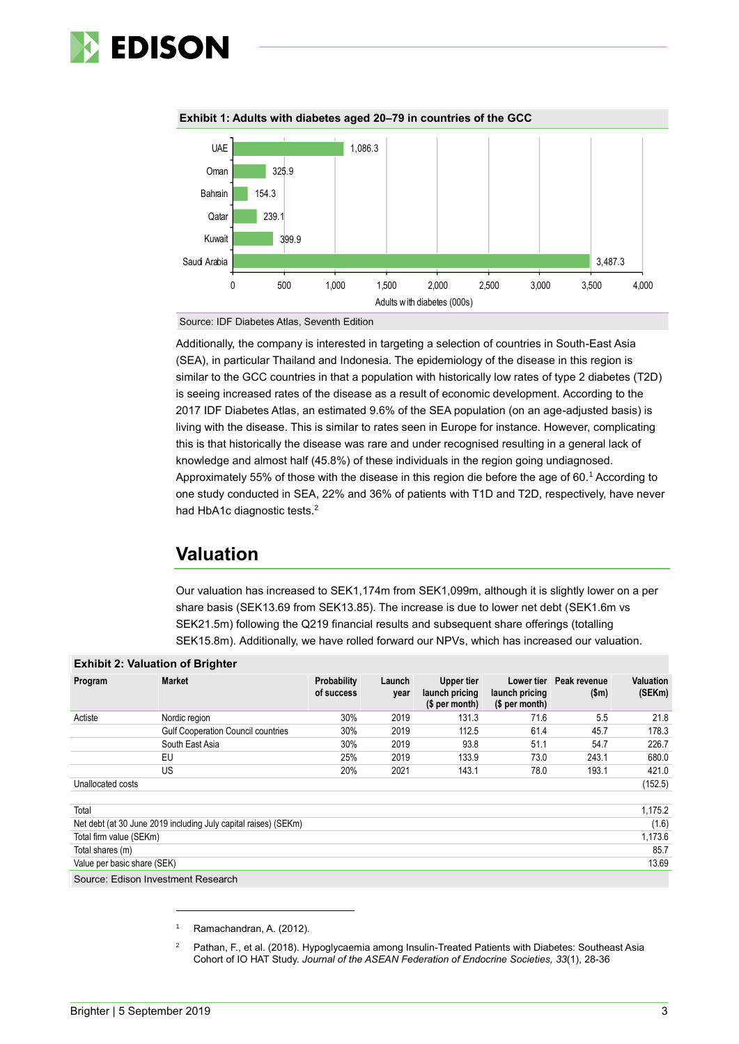**Exhibit 1: Adults with diabetes aged 20–79 in countries of the GCC**

| Country | Adults with diabetes (000s) |
|---|---|
| UAE | 1,086.3 |
| Oman | 325.9 |
| Bahrain | 154.3 |
| Qatar | 239.1 |
| Kuwait | 399.9 |
| Saudi Arabia | 3,487.3 |

Source: IDF Diabetes Atlas, Seventh Edition

Additionally, the company is interested in targeting a selection of countries in South-East Asia (SEA), in particular Thailand and Indonesia. The epidemiology of the disease in this region is similar to the GCC countries in that a population with historically low rates of type 2 diabetes (T2D) is seeing increased rates of the disease as a result of economic development. According to the 2017 IDF Diabetes Atlas, an estimated 9.6% of the SEA population (on an age-adjusted basis) is living with the disease. This is similar to rates seen in Europe for instance. However, complicating this is that historically the disease was rare and under recognised resulting in a general lack of knowledge and almost half (45.8%) of these individuals in the region going undiagnosed. Approximately 55% of those with the disease in this region die before the age of 60.[1] According to one study conducted in SEA, 22% and 36% of patients with T1D and T2D, respectively, have never had HbA1c diagnostic tests.[2]

## Valuation

Our valuation has increased to SEK1,174m from SEK1,099m, although it is slightly lower on a per share basis (SEK13.69 from SEK13.85). The increase is due to lower net debt (SEK1.6m vs SEK21.5m) following the Q219 financial results and subsequent share offerings (totalling SEK15.8m). Additionally, we have rolled forward our NPVs, which has increased our valuation.

**Exhibit 2: Valuation of Brighter**

| Program | Market | Probability of success | Launch year | Upper tier launch pricing ($ per month) | Lower tier launch pricing ($ per month) | Peak revenue ($m) | Valuation (SEKm) |
|---|---|---|---|---|---|---|---|
| Actiste | Nordic region | 30% | 2019 | 131.3 | 71.6 | 5.5 | 21.8 |
| | Gulf Cooperation Council countries | 30% | 2019 | 112.5 | 61.4 | 45.7 | 178.3 |
| | South East Asia | 30% | 2019 | 93.8 | 51.1 | 54.7 | 226.7 |
| | EU | 25% | 2019 | 133.9 | 73.0 | 243.1 | 680.0 |
| | US | 20% | 2021 | 143.1 | 78.0 | 193.1 | 421.0 |
| Unallocated costs | | | | | | | (152.5) |
| | | | | | | | |
| Total | | | | | | | 1,175.2 |
| Net debt (at 30 June 2019 including July capital raises) (SEKm) | | | | | | | (1.6) |
| Total firm value (SEKm) | | | | | | | 1,173.6 |
| Total shares (m) | | | | | | | 85.7 |
| Value per basic share (SEK) | | | | | | | 13.69 |

Source: Edison Investment Research

---

[1] Ramachandran, A. (2012).

[2] Pathan, F., et al. (2018). Hypoglycaemia among Insulin-Treated Patients with Diabetes: Southeast Asia Cohort of IO HAT Study. *Journal of the ASEAN Federation of Endocrine Societies, 33*(1), 28-36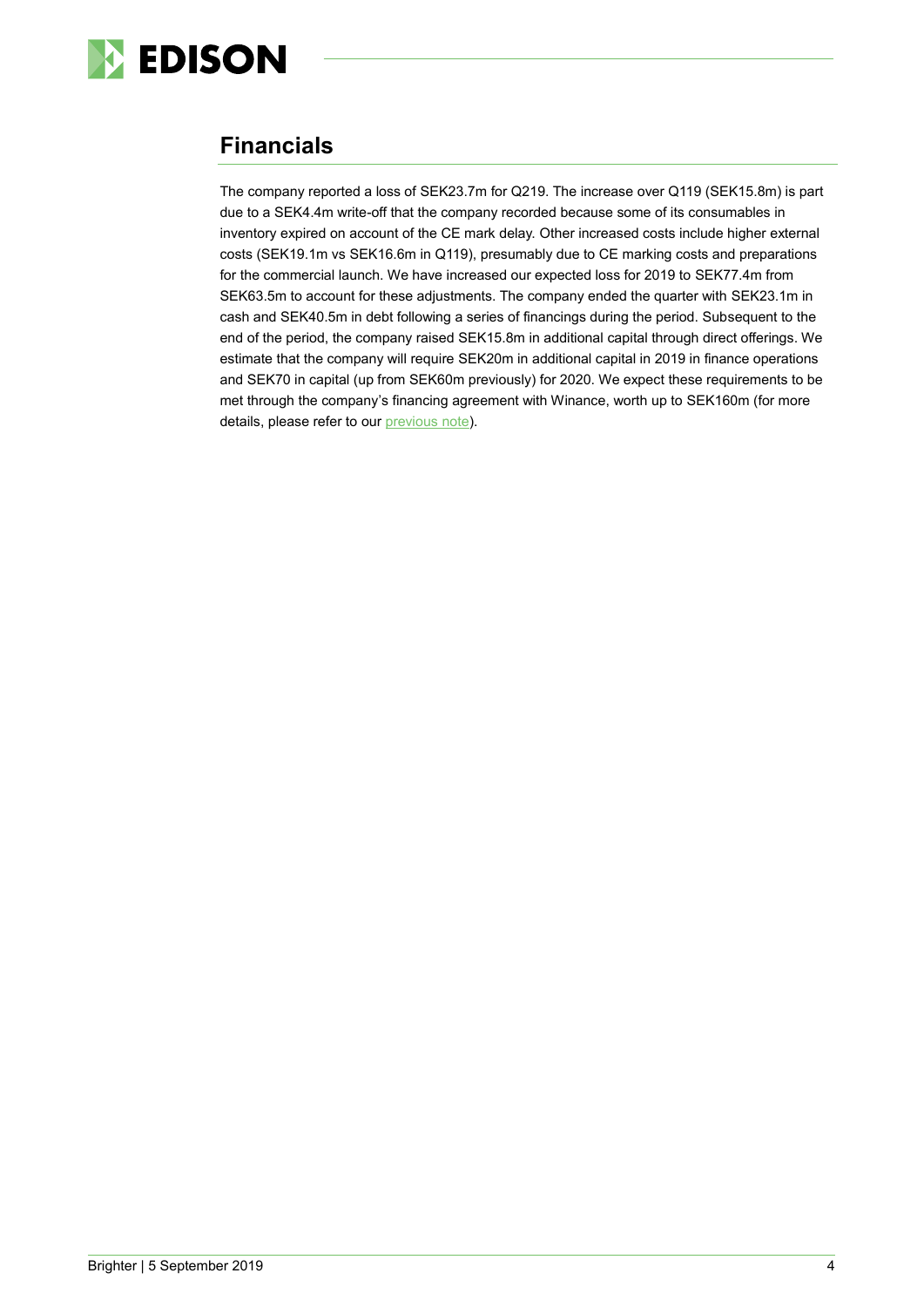## Financials

The company reported a loss of SEK23.7m for Q219. The increase over Q119 (SEK15.8m) is part due to a SEK4.4m write-off that the company recorded because some of its consumables in inventory expired on account of the CE mark delay. Other increased costs include higher external costs (SEK19.1m vs SEK16.6m in Q119), presumably due to CE marking costs and preparations for the commercial launch. We have increased our expected loss for 2019 to SEK77.4m from SEK63.5m to account for these adjustments. The company ended the quarter with SEK23.1m in cash and SEK40.5m in debt following a series of financings during the period. Subsequent to the end of the period, the company raised SEK15.8m in additional capital through direct offerings. We estimate that the company will require SEK20m in additional capital in 2019 in finance operations and SEK70 in capital (up from SEK60m previously) for 2020. We expect these requirements to be met through the company's financing agreement with Winance, worth up to SEK160m (for more details, please refer to our previous note).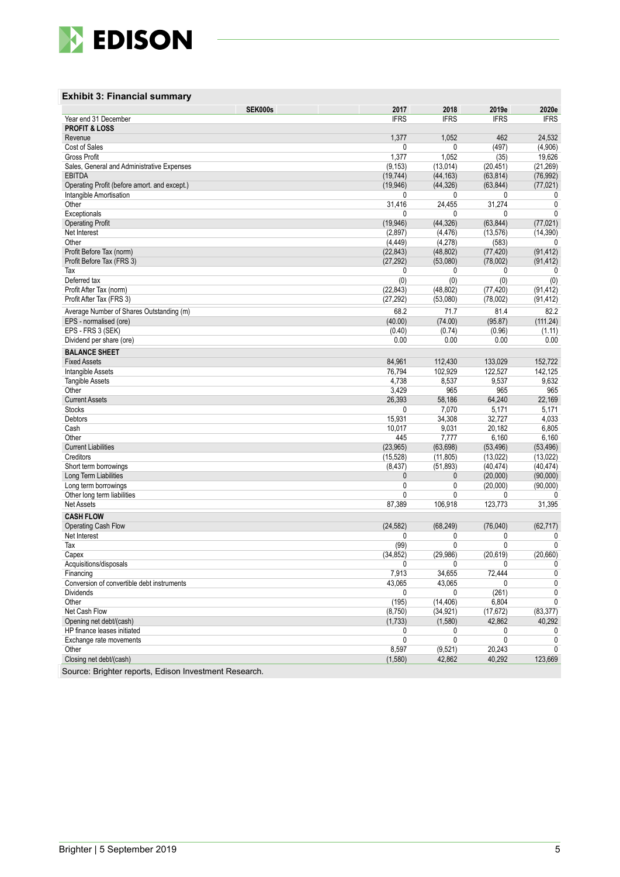### Exhibit 3: Financial summary

| SEK000s | 2017 | 2018 | 2019e | 2020e |
|---|---|---|---|---|
| Year end 31 December | IFRS | IFRS | IFRS | IFRS |
| **PROFIT & LOSS** | | | | |
| Revenue | 1,377 | 1,052 | 462 | 24,532 |
| Cost of Sales | 0 | 0 | (497) | (4,906) |
| Gross Profit | 1,377 | 1,052 | (35) | 19,626 |
| Sales, General and Administrative Expenses | (9,153) | (13,014) | (20,451) | (21,269) |
| EBITDA | (19,744) | (44,163) | (63,814) | (76,992) |
| Operating Profit (before amort. and except.) | (19,946) | (44,326) | (63,844) | (77,021) |
| Intangible Amortisation | 0 | 0 | 0 | 0 |
| Other | 31,416 | 24,455 | 31,274 | 0 |
| Exceptionals | 0 | 0 | 0 | 0 |
| Operating Profit | (19,946) | (44,326) | (63,844) | (77,021) |
| Net Interest | (2,897) | (4,476) | (13,576) | (14,390) |
| Other | (4,449) | (4,278) | (583) | 0 |
| Profit Before Tax (norm) | (22,843) | (48,802) | (77,420) | (91,412) |
| Profit Before Tax (FRS 3) | (27,292) | (53,080) | (78,002) | (91,412) |
| Tax | 0 | 0 | 0 | 0 |
| Deferred tax | (0) | (0) | (0) | (0) |
| Profit After Tax (norm) | (22,843) | (48,802) | (77,420) | (91,412) |
| Profit After Tax (FRS 3) | (27,292) | (53,080) | (78,002) | (91,412) |
| Average Number of Shares Outstanding (m) | 68.2 | 71.7 | 81.4 | 82.2 |
| EPS - normalised (ore) | (40.00) | (74.00) | (95.87) | (111.24) |
| EPS - FRS 3 (SEK) | (0.40) | (0.74) | (0.96) | (1.11) |
| Dividend per share (ore) | 0.00 | 0.00 | 0.00 | 0.00 |
| **BALANCE SHEET** | | | | |
| Fixed Assets | 84,961 | 112,430 | 133,029 | 152,722 |
| Intangible Assets | 76,794 | 102,929 | 122,527 | 142,125 |
| Tangible Assets | 4,738 | 8,537 | 9,537 | 9,632 |
| Other | 3,429 | 965 | 965 | 965 |
| Current Assets | 26,393 | 58,186 | 64,240 | 22,169 |
| Stocks | 0 | 7,070 | 5,171 | 5,171 |
| Debtors | 15,931 | 34,308 | 32,727 | 4,033 |
| Cash | 10,017 | 9,031 | 20,182 | 6,805 |
| Other | 445 | 7,777 | 6,160 | 6,160 |
| Current Liabilities | (23,965) | (63,698) | (53,496) | (53,496) |
| Creditors | (15,528) | (11,805) | (13,022) | (13,022) |
| Short term borrowings | (8,437) | (51,893) | (40,474) | (40,474) |
| Long Term Liabilities | 0 | 0 | (20,000) | (90,000) |
| Long term borrowings | 0 | 0 | (20,000) | (90,000) |
| Other long term liabilities | 0 | 0 | 0 | 0 |
| Net Assets | 87,389 | 106,918 | 123,773 | 31,395 |
| **CASH FLOW** | | | | |
| Operating Cash Flow | (24,582) | (68,249) | (76,040) | (62,717) |
| Net Interest | 0 | 0 | 0 | 0 |
| Tax | (99) | 0 | 0 | 0 |
| Capex | (34,852) | (29,986) | (20,619) | (20,660) |
| Acquisitions/disposals | 0 | 0 | 0 | 0 |
| Financing | 7,913 | 34,655 | 72,444 | 0 |
| Conversion of convertible debt instruments | 43,065 | 43,065 | 0 | 0 |
| Dividends | 0 | 0 | (261) | 0 |
| Other | (195) | (14,406) | 6,804 | 0 |
| Net Cash Flow | (8,750) | (34,921) | (17,672) | (83,377) |
| Opening net debt/(cash) | (1,733) | (1,580) | 42,862 | 40,292 |
| HP finance leases initiated | 0 | 0 | 0 | 0 |
| Exchange rate movements | 0 | 0 | 0 | 0 |
| Other | 8,597 | (9,521) | 20,243 | 0 |
| Closing net debt/(cash) | (1,580) | 42,862 | 40,292 | 123,669 |

Source: Brighter reports, Edison Investment Research.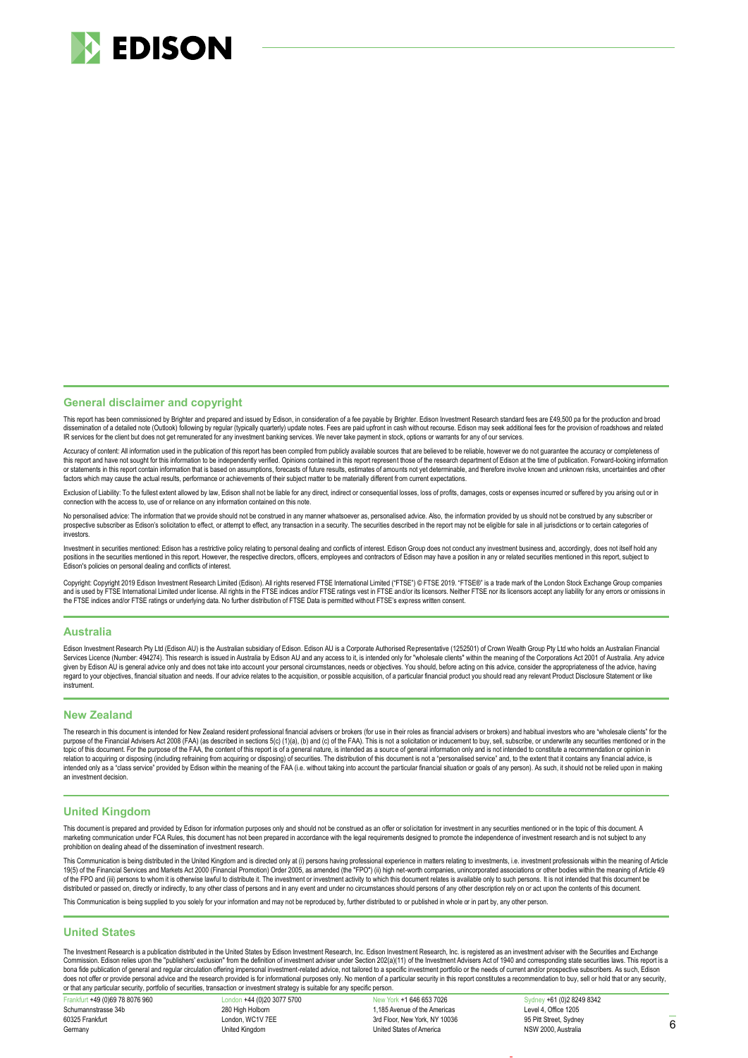## General disclaimer and copyright

This report has been commissioned by Brighter and prepared and issued by Edison, in consideration of a fee payable by Brighter. Edison Investment Research standard fees are £49,500 pa for the production and broad dissemination of a detailed note (Outlook) following by regular (typically quarterly) update notes. Fees are paid upfront in cash without recourse. Edison may seek additional fees for the provision of roadshows and related IR services for the client but does not get remunerated for any investment banking services. We never take payment in stock, options or warrants for any of our services.

Accuracy of content: All information used in the publication of this report has been compiled from publicly available sources that are believed to be reliable, however we do not guarantee the accuracy or completeness of this report and have not sought for this information to be independently verified. Opinions contained in this report represent those of the research department of Edison at the time of publication. Forward-looking information or statements in this report contain information that is based on assumptions, forecasts of future results, estimates of amounts not yet determinable, and therefore involve known and unknown risks, uncertainties and other factors which may cause the actual results, performance or achievements of their subject matter to be materially different from current expectations.

Exclusion of Liability: To the fullest extent allowed by law, Edison shall not be liable for any direct, indirect or consequential losses, loss of profits, damages, costs or expenses incurred or suffered by you arising out or in connection with the access to, use of or reliance on any information contained on this note.

No personalised advice: The information that we provide should not be construed in any manner whatsoever as, personalised advice. Also, the information provided by us should not be construed by any subscriber or prospective subscriber as Edison's solicitation to effect, or attempt to effect, any transaction in a security. The securities described in the report may not be eligible for sale in all jurisdictions or to certain categories of investors.

Investment in securities mentioned: Edison has a restrictive policy relating to personal dealing and conflicts of interest. Edison Group does not conduct any investment business and, accordingly, does not itself hold any positions in the securities mentioned in this report. However, the respective directors, officers, employees and contractors of Edison may have a position in any or related securities mentioned in this report, subject to Edison's policies on personal dealing and conflicts of interest.

Copyright: Copyright 2019 Edison Investment Research Limited (Edison). All rights reserved FTSE International Limited ("FTSE") © FTSE 2019. "FTSE®" is a trade mark of the London Stock Exchange Group companies and is used by FTSE International Limited under license. All rights in the FTSE indices and/or FTSE ratings vest in FTSE and/or its licensors. Neither FTSE nor its licensors accept any liability for any errors or omissions in the FTSE indices and/or FTSE ratings or underlying data. No further distribution of FTSE Data is permitted without FTSE's express written consent.

## Australia

Edison Investment Research Pty Ltd (Edison AU) is the Australian subsidiary of Edison. Edison AU is a Corporate Authorised Representative (1252501) of Crown Wealth Group Pty Ltd who holds an Australian Financial Services Licence (Number: 494274). This research is issued in Australia by Edison AU and any access to it, is intended only for "wholesale clients" within the meaning of the Corporations Act 2001 of Australia. Any advice given by Edison AU is general advice only and does not take into account your personal circumstances, needs or objectives. You should, before acting on this advice, consider the appropriateness of the advice, having regard to your objectives, financial situation and needs. If our advice relates to the acquisition, or possible acquisition, of a particular financial product you should read any relevant Product Disclosure Statement or like instrument.

## New Zealand

The research in this document is intended for New Zealand resident professional financial advisers or brokers (for use in their roles as financial advisers or brokers) and habitual investors who are "wholesale clients" for the purpose of the Financial Advisers Act 2008 (FAA) (as described in sections 5(c) (1)(a), (b) and (c) of the FAA). This is not a solicitation or inducement to buy, sell, subscribe, or underwrite any securities mentioned or in the topic of this document. For the purpose of the FAA, the content of this report is of a general nature, is intended as a source of general information only and is not intended to constitute a recommendation or opinion in relation to acquiring or disposing (including refraining from acquiring or disposing) of securities. The distribution of this document is not a "personalised service" and, to the extent that it contains any financial advice, is intended only as a "class service" provided by Edison within the meaning of the FAA (i.e. without taking into account the particular financial situation or goals of any person). As such, it should not be relied upon in making an investment decision.

## United Kingdom

This document is prepared and provided by Edison for information purposes only and should not be construed as an offer or solicitation for investment in any securities mentioned or in the topic of this document. A marketing communication under FCA Rules, this document has not been prepared in accordance with the legal requirements designed to promote the independence of investment research and is not subject to any prohibition on dealing ahead of the dissemination of investment research.

This Communication is being distributed in the United Kingdom and is directed only at (i) persons having professional experience in matters relating to investments, i.e. investment professionals within the meaning of Article 19(5) of the Financial Services and Markets Act 2000 (Financial Promotion) Order 2005, as amended (the "FPO") (ii) high net-worth companies, unincorporated associations or other bodies within the meaning of Article 49 of the FPO and (iii) persons to whom it is otherwise lawful to distribute it. The investment or investment activity to which this document relates is available only to such persons. It is not intended that this document be distributed or passed on, directly or indirectly, to any other class of persons and in any event and under no circumstances should persons of any other description rely on or act upon the contents of this document.

This Communication is being supplied to you solely for your information and may not be reproduced by, further distributed to or published in whole or in part by, any other person.

## United States

The Investment Research is a publication distributed in the United States by Edison Investment Research, Inc. Edison Investment Research, Inc. is registered as an investment adviser with the Securities and Exchange Commission. Edison relies upon the "publishers' exclusion" from the definition of investment adviser under Section 202(a)(11) of the Investment Advisers Act of 1940 and corresponding state securities laws. This report is a bona fide publication of general and regular circulation offering impersonal investment-related advice, not tailored to a specific investment portfolio or the needs of current and/or prospective subscribers. As such, Edison does not offer or provide personal advice and the research provided is for informational purposes only. No mention of a particular security in this report constitutes a recommendation to buy, sell or hold that or any security, or that any particular security, portfolio of securities, transaction or investment strategy is suitable for any specific person.

Frankfurt +49 (0)69 78 8076 960
Schumannstrasse 34b
60325 Frankfurt
Germany

London +44 (0)20 3077 5700
280 High Holborn
London, WC1V 7EE
United Kingdom

New York +1 646 653 7026
1,185 Avenue of the Americas
3rd Floor, New York, NY 10036
United States of America

Sydney +61 (0)2 8249 8342
Level 4, Office 1205
95 Pitt Street, Sydney
NSW 2000, Australia